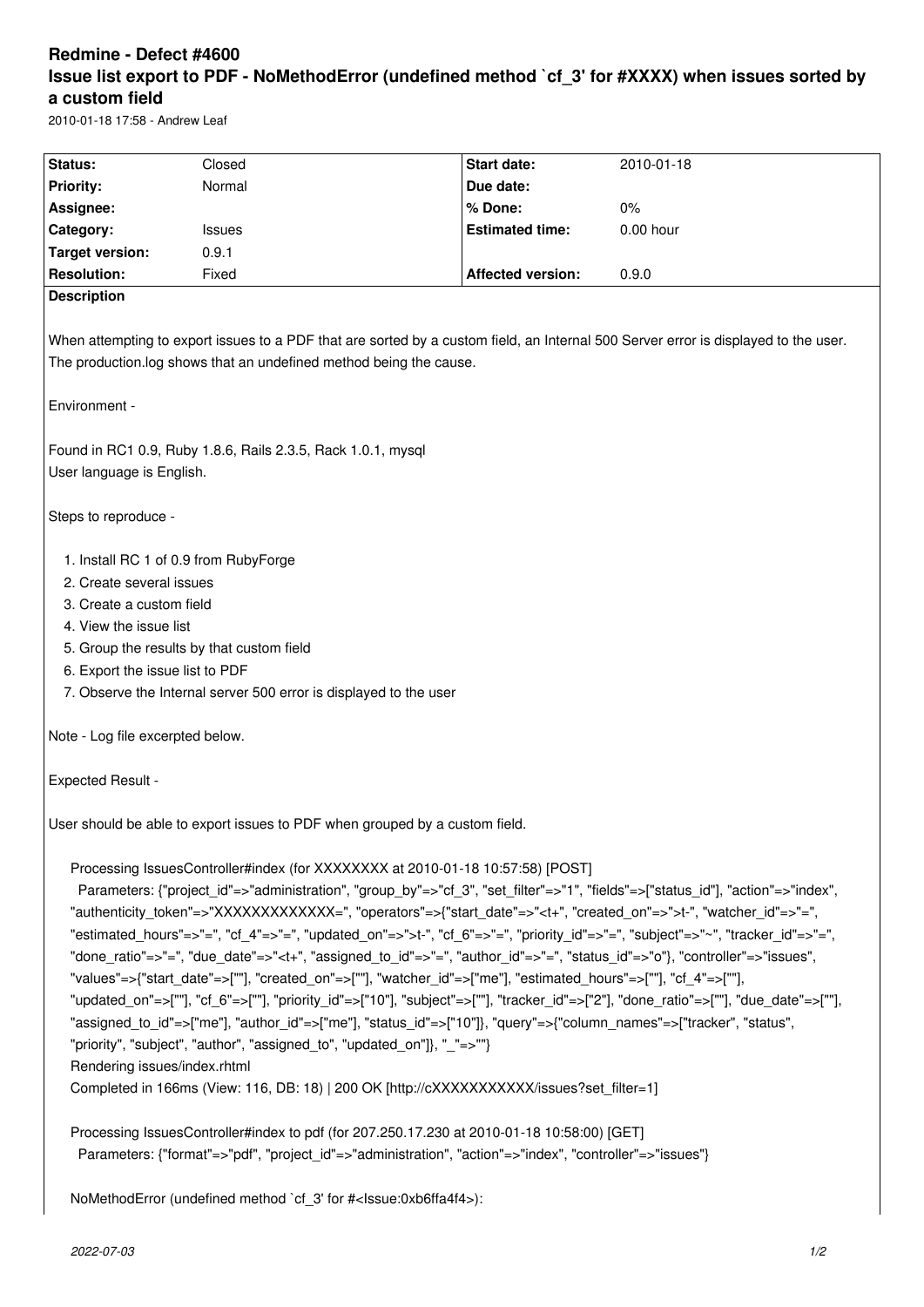# Redmine - Defect #4600

## Issue list export to PDF - NoMethodError (undefined method `cf_3' for #XXXX) when issues sorted by a custom field

2010-01-18 17:58 - Andrew Leaf

| Status: | Closed | Start date: | 2010-01-18 |
|---|---|---|---|
| Priority: | Normal | Due date: | |
| Assignee: | | % Done: | 0% |
| Category: | Issues | Estimated time: | 0.00 hour |
| Target version: | 0.9.1 | | |
| Resolution: | Fixed | Affected version: | 0.9.0 |

**Description**

When attempting to export issues to a PDF that are sorted by a custom field, an Internal 500 Server error is displayed to the user. The production.log shows that an undefined method being the cause.

Environment -

Found in RC1 0.9, Ruby 1.8.6, Rails 2.3.5, Rack 1.0.1, mysql
User language is English.

Steps to reproduce -

1. Install RC 1 of 0.9 from RubyForge
2. Create several issues
3. Create a custom field
4. View the issue list
5. Group the results by that custom field
6. Export the issue list to PDF
7. Observe the Internal server 500 error is displayed to the user

Note - Log file excerpted below.

Expected Result -

User should be able to export issues to PDF when grouped by a custom field.

```
Processing IssuesController#index (for XXXXXXXX at 2010-01-18 10:57:58) [POST]
  Parameters: {"project_id"=>"administration", "group_by"=>"cf_3", "set_filter"=>"1", "fields"=>["status_id"], "action"=>"index", "authenticity_token"=>"XXXXXXXXXXXXX=", "operators"=>{"start_date"=>"<t+", "created_on"=>">t-", "watcher_id"=>"=", "estimated_hours"=>"=", "cf_4"=>"=", "updated_on"=>">t-", "cf_6"=>"=", "priority_id"=>"=", "subject"=>"~", "tracker_id"=>"=", "done_ratio"=>"=", "due_date"=>"<t+", "assigned_to_id"=>"=", "author_id"=>"=", "status_id"=>"o"}, "controller"=>"issues", "values"=>{"start_date"=>[""], "created_on"=>[""], "watcher_id"=>["me"], "estimated_hours"=>[""], "cf_4"=>[""], "updated_on"=>[""], "cf_6"=>[""], "priority_id"=>["10"], "subject"=>[""], "tracker_id"=>["2"], "done_ratio"=>[""], "due_date"=>[""], "assigned_to_id"=>["me"], "author_id"=>["me"], "status_id"=>["10"]}, "query"=>{"column_names"=>["tracker", "status", "priority", "subject", "author", "assigned_to", "updated_on"]}, "_"=>""}
Rendering issues/index.rhtml
Completed in 166ms (View: 116, DB: 18) | 200 OK [http://cXXXXXXXXXXX/issues?set_filter=1]

Processing IssuesController#index to pdf (for 207.250.17.230 at 2010-01-18 10:58:00) [GET]
  Parameters: {"format"=>"pdf", "project_id"=>"administration", "action"=>"index", "controller"=>"issues"}

NoMethodError (undefined method `cf_3' for #<Issue:0xb6ffa4f4>):
```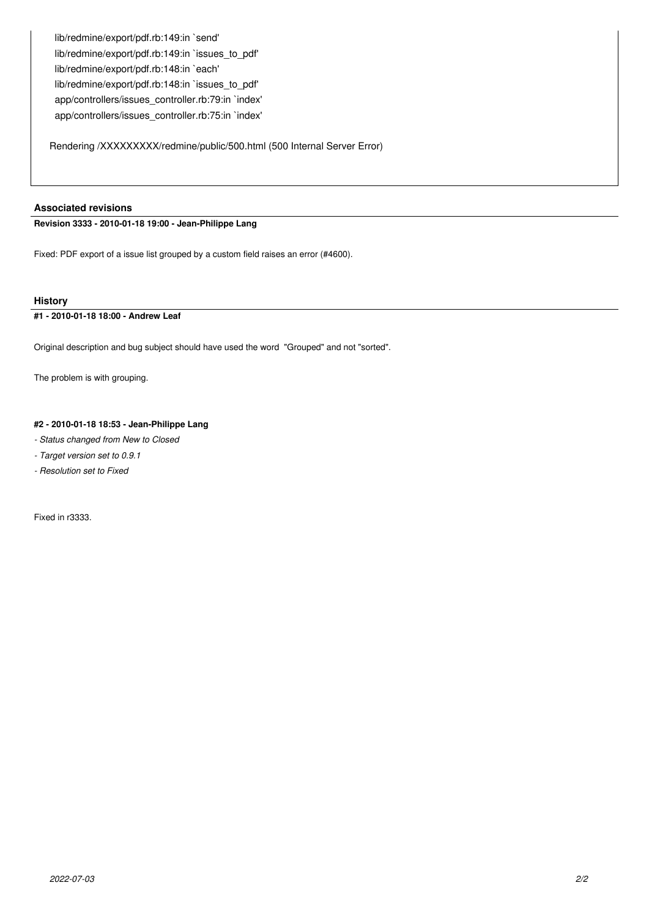```
lib/redmine/export/pdf.rb:149:in `send'
lib/redmine/export/pdf.rb:149:in `issues_to_pdf'
lib/redmine/export/pdf.rb:148:in `each'
lib/redmine/export/pdf.rb:148:in `issues_to_pdf'
app/controllers/issues_controller.rb:79:in `index'
app/controllers/issues_controller.rb:75:in `index'

Rendering /XXXXXXXXX/redmine/public/500.html (500 Internal Server Error)
```

## Associated revisions

### Revision 3333 - 2010-01-18 19:00 - Jean-Philippe Lang

Fixed: PDF export of a issue list grouped by a custom field raises an error (#4600).

## History

### #1 - 2010-01-18 18:00 - Andrew Leaf

Original description and bug subject should have used the word "Grouped" and not "sorted".

The problem is with grouping.

### #2 - 2010-01-18 18:53 - Jean-Philippe Lang

- *Status changed from New to Closed*
- *Target version set to 0.9.1*
- *Resolution set to Fixed*

Fixed in r3333.